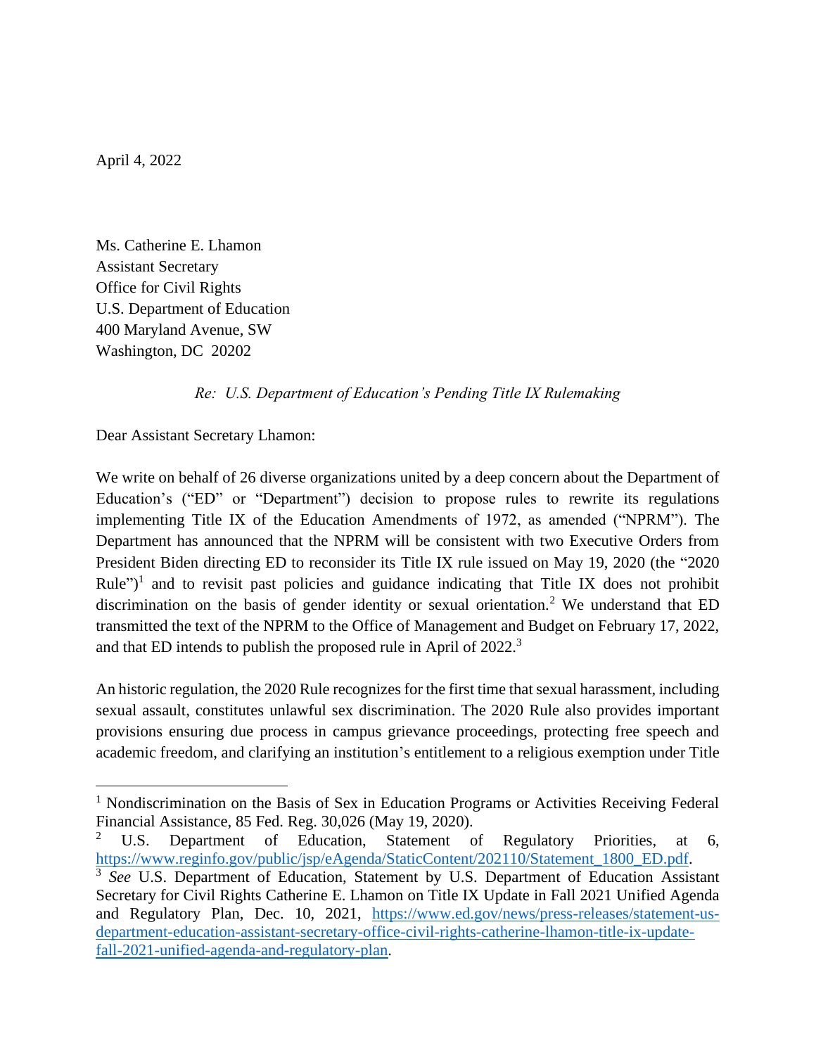April 4, 2022

Ms. Catherine E. Lhamon
Assistant Secretary
Office for Civil Rights
U.S. Department of Education
400 Maryland Avenue, SW
Washington, DC 20202

*Re: U.S. Department of Education's Pending Title IX Rulemaking*

Dear Assistant Secretary Lhamon:

We write on behalf of 26 diverse organizations united by a deep concern about the Department of Education's ("ED" or "Department") decision to propose rules to rewrite its regulations implementing Title IX of the Education Amendments of 1972, as amended ("NPRM"). The Department has announced that the NPRM will be consistent with two Executive Orders from President Biden directing ED to reconsider its Title IX rule issued on May 19, 2020 (the "2020 Rule")[1] and to revisit past policies and guidance indicating that Title IX does not prohibit discrimination on the basis of gender identity or sexual orientation.[2] We understand that ED transmitted the text of the NPRM to the Office of Management and Budget on February 17, 2022, and that ED intends to publish the proposed rule in April of 2022.[3]

An historic regulation, the 2020 Rule recognizes for the first time that sexual harassment, including sexual assault, constitutes unlawful sex discrimination. The 2020 Rule also provides important provisions ensuring due process in campus grievance proceedings, protecting free speech and academic freedom, and clarifying an institution's entitlement to a religious exemption under Title

---

[1] Nondiscrimination on the Basis of Sex in Education Programs or Activities Receiving Federal Financial Assistance, 85 Fed. Reg. 30,026 (May 19, 2020).

[2] U.S. Department of Education, Statement of Regulatory Priorities, at 6, https://www.reginfo.gov/public/jsp/eAgenda/StaticContent/202110/Statement_1800_ED.pdf.

[3] *See* U.S. Department of Education, Statement by U.S. Department of Education Assistant Secretary for Civil Rights Catherine E. Lhamon on Title IX Update in Fall 2021 Unified Agenda and Regulatory Plan, Dec. 10, 2021, https://www.ed.gov/news/press-releases/statement-us-department-education-assistant-secretary-office-civil-rights-catherine-lhamon-title-ix-update-fall-2021-unified-agenda-and-regulatory-plan.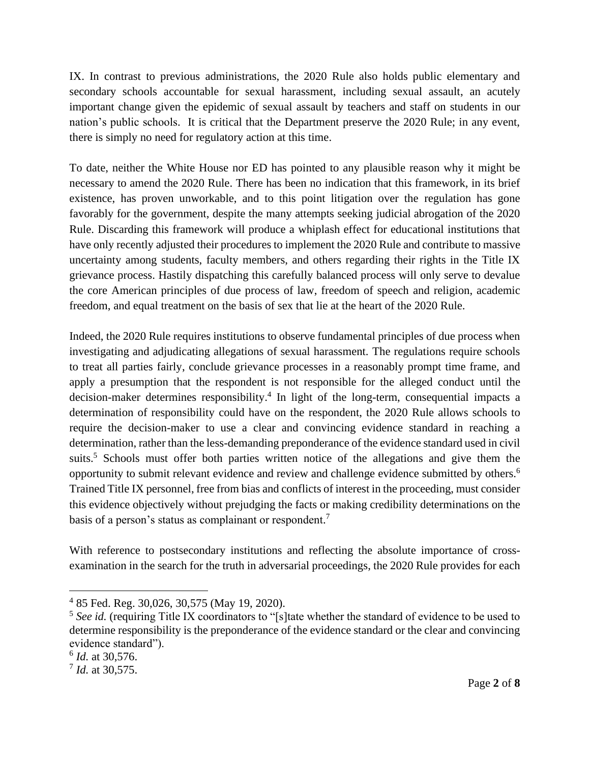IX. In contrast to previous administrations, the 2020 Rule also holds public elementary and secondary schools accountable for sexual harassment, including sexual assault, an acutely important change given the epidemic of sexual assault by teachers and staff on students in our nation's public schools. It is critical that the Department preserve the 2020 Rule; in any event, there is simply no need for regulatory action at this time.

To date, neither the White House nor ED has pointed to any plausible reason why it might be necessary to amend the 2020 Rule. There has been no indication that this framework, in its brief existence, has proven unworkable, and to this point litigation over the regulation has gone favorably for the government, despite the many attempts seeking judicial abrogation of the 2020 Rule. Discarding this framework will produce a whiplash effect for educational institutions that have only recently adjusted their procedures to implement the 2020 Rule and contribute to massive uncertainty among students, faculty members, and others regarding their rights in the Title IX grievance process. Hastily dispatching this carefully balanced process will only serve to devalue the core American principles of due process of law, freedom of speech and religion, academic freedom, and equal treatment on the basis of sex that lie at the heart of the 2020 Rule.

Indeed, the 2020 Rule requires institutions to observe fundamental principles of due process when investigating and adjudicating allegations of sexual harassment. The regulations require schools to treat all parties fairly, conclude grievance processes in a reasonably prompt time frame, and apply a presumption that the respondent is not responsible for the alleged conduct until the decision-maker determines responsibility.[4] In light of the long-term, consequential impacts a determination of responsibility could have on the respondent, the 2020 Rule allows schools to require the decision-maker to use a clear and convincing evidence standard in reaching a determination, rather than the less-demanding preponderance of the evidence standard used in civil suits.[5] Schools must offer both parties written notice of the allegations and give them the opportunity to submit relevant evidence and review and challenge evidence submitted by others.[6] Trained Title IX personnel, free from bias and conflicts of interest in the proceeding, must consider this evidence objectively without prejudging the facts or making credibility determinations on the basis of a person's status as complainant or respondent.[7]

With reference to postsecondary institutions and reflecting the absolute importance of cross-examination in the search for the truth in adversarial proceedings, the 2020 Rule provides for each

---

[4] 85 Fed. Reg. 30,026, 30,575 (May 19, 2020).

[5] *See id.* (requiring Title IX coordinators to "[s]tate whether the standard of evidence to be used to determine responsibility is the preponderance of the evidence standard or the clear and convincing evidence standard").

[6] *Id.* at 30,576.

[7] *Id.* at 30,575.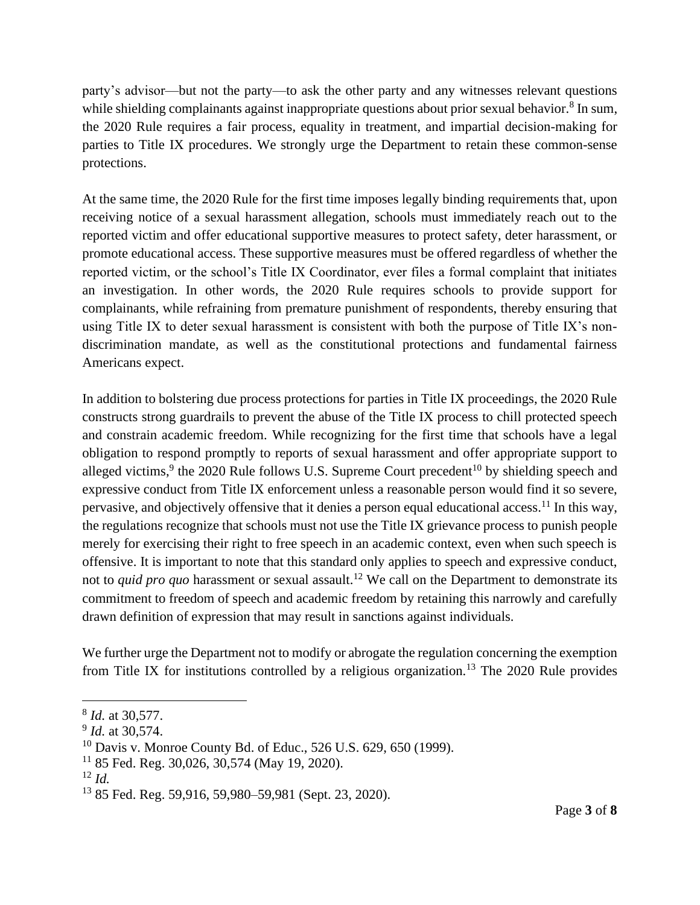party's advisor—but not the party—to ask the other party and any witnesses relevant questions while shielding complainants against inappropriate questions about prior sexual behavior.[8] In sum, the 2020 Rule requires a fair process, equality in treatment, and impartial decision-making for parties to Title IX procedures. We strongly urge the Department to retain these common-sense protections.

At the same time, the 2020 Rule for the first time imposes legally binding requirements that, upon receiving notice of a sexual harassment allegation, schools must immediately reach out to the reported victim and offer educational supportive measures to protect safety, deter harassment, or promote educational access. These supportive measures must be offered regardless of whether the reported victim, or the school's Title IX Coordinator, ever files a formal complaint that initiates an investigation. In other words, the 2020 Rule requires schools to provide support for complainants, while refraining from premature punishment of respondents, thereby ensuring that using Title IX to deter sexual harassment is consistent with both the purpose of Title IX's non-discrimination mandate, as well as the constitutional protections and fundamental fairness Americans expect.

In addition to bolstering due process protections for parties in Title IX proceedings, the 2020 Rule constructs strong guardrails to prevent the abuse of the Title IX process to chill protected speech and constrain academic freedom. While recognizing for the first time that schools have a legal obligation to respond promptly to reports of sexual harassment and offer appropriate support to alleged victims,[9] the 2020 Rule follows U.S. Supreme Court precedent[10] by shielding speech and expressive conduct from Title IX enforcement unless a reasonable person would find it so severe, pervasive, and objectively offensive that it denies a person equal educational access.[11] In this way, the regulations recognize that schools must not use the Title IX grievance process to punish people merely for exercising their right to free speech in an academic context, even when such speech is offensive. It is important to note that this standard only applies to speech and expressive conduct, not to *quid pro quo* harassment or sexual assault.[12] We call on the Department to demonstrate its commitment to freedom of speech and academic freedom by retaining this narrowly and carefully drawn definition of expression that may result in sanctions against individuals.

We further urge the Department not to modify or abrogate the regulation concerning the exemption from Title IX for institutions controlled by a religious organization.[13] The 2020 Rule provides

---

[8] *Id.* at 30,577.

[9] *Id.* at 30,574.

[10] Davis v. Monroe County Bd. of Educ., 526 U.S. 629, 650 (1999).

[11] 85 Fed. Reg. 30,026, 30,574 (May 19, 2020).

[12] *Id.*

[13] 85 Fed. Reg. 59,916, 59,980–59,981 (Sept. 23, 2020).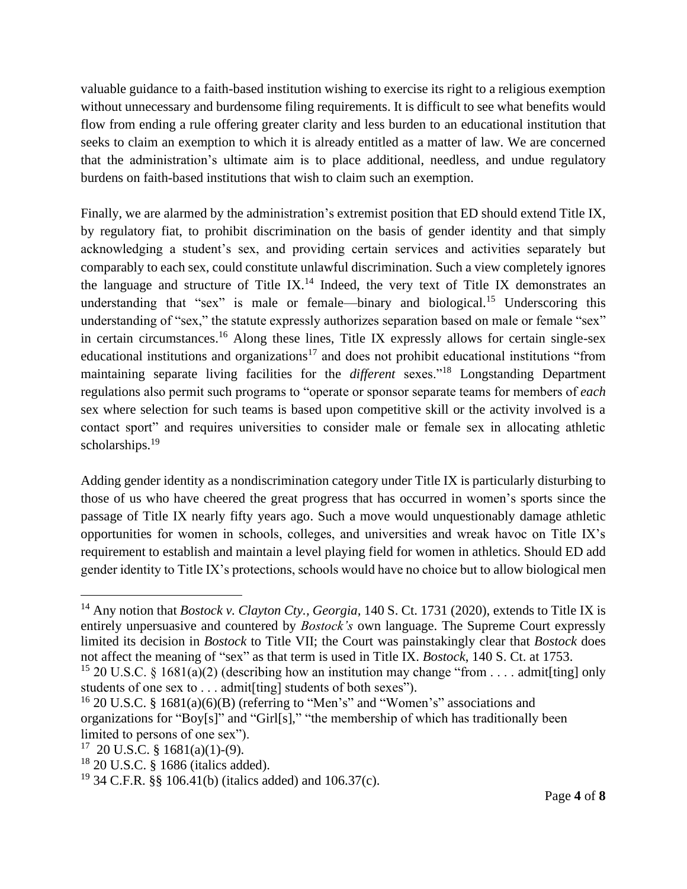valuable guidance to a faith-based institution wishing to exercise its right to a religious exemption without unnecessary and burdensome filing requirements. It is difficult to see what benefits would flow from ending a rule offering greater clarity and less burden to an educational institution that seeks to claim an exemption to which it is already entitled as a matter of law. We are concerned that the administration's ultimate aim is to place additional, needless, and undue regulatory burdens on faith-based institutions that wish to claim such an exemption.

Finally, we are alarmed by the administration's extremist position that ED should extend Title IX, by regulatory fiat, to prohibit discrimination on the basis of gender identity and that simply acknowledging a student's sex, and providing certain services and activities separately but comparably to each sex, could constitute unlawful discrimination. Such a view completely ignores the language and structure of Title IX.[14] Indeed, the very text of Title IX demonstrates an understanding that "sex" is male or female—binary and biological.[15] Underscoring this understanding of "sex," the statute expressly authorizes separation based on male or female "sex" in certain circumstances.[16] Along these lines, Title IX expressly allows for certain single-sex educational institutions and organizations[17] and does not prohibit educational institutions "from maintaining separate living facilities for the *different* sexes."[18] Longstanding Department regulations also permit such programs to "operate or sponsor separate teams for members of *each* sex where selection for such teams is based upon competitive skill or the activity involved is a contact sport" and requires universities to consider male or female sex in allocating athletic scholarships.[19]

Adding gender identity as a nondiscrimination category under Title IX is particularly disturbing to those of us who have cheered the great progress that has occurred in women's sports since the passage of Title IX nearly fifty years ago. Such a move would unquestionably damage athletic opportunities for women in schools, colleges, and universities and wreak havoc on Title IX's requirement to establish and maintain a level playing field for women in athletics. Should ED add gender identity to Title IX's protections, schools would have no choice but to allow biological men

---

[14] Any notion that *Bostock v. Clayton Cty., Georgia*, 140 S. Ct. 1731 (2020), extends to Title IX is entirely unpersuasive and countered by *Bostock's* own language. The Supreme Court expressly limited its decision in *Bostock* to Title VII; the Court was painstakingly clear that *Bostock* does not affect the meaning of "sex" as that term is used in Title IX. *Bostock*, 140 S. Ct. at 1753.

[15] 20 U.S.C. § 1681(a)(2) (describing how an institution may change "from . . . . admit[ting] only students of one sex to . . . admit[ting] students of both sexes").

[16] 20 U.S.C. § 1681(a)(6)(B) (referring to "Men's" and "Women's" associations and organizations for "Boy[s]" and "Girl[s]," "the membership of which has traditionally been limited to persons of one sex").

[17] 20 U.S.C. § 1681(a)(1)-(9).

[18] 20 U.S.C. § 1686 (italics added).

[19] 34 C.F.R. §§ 106.41(b) (italics added) and 106.37(c).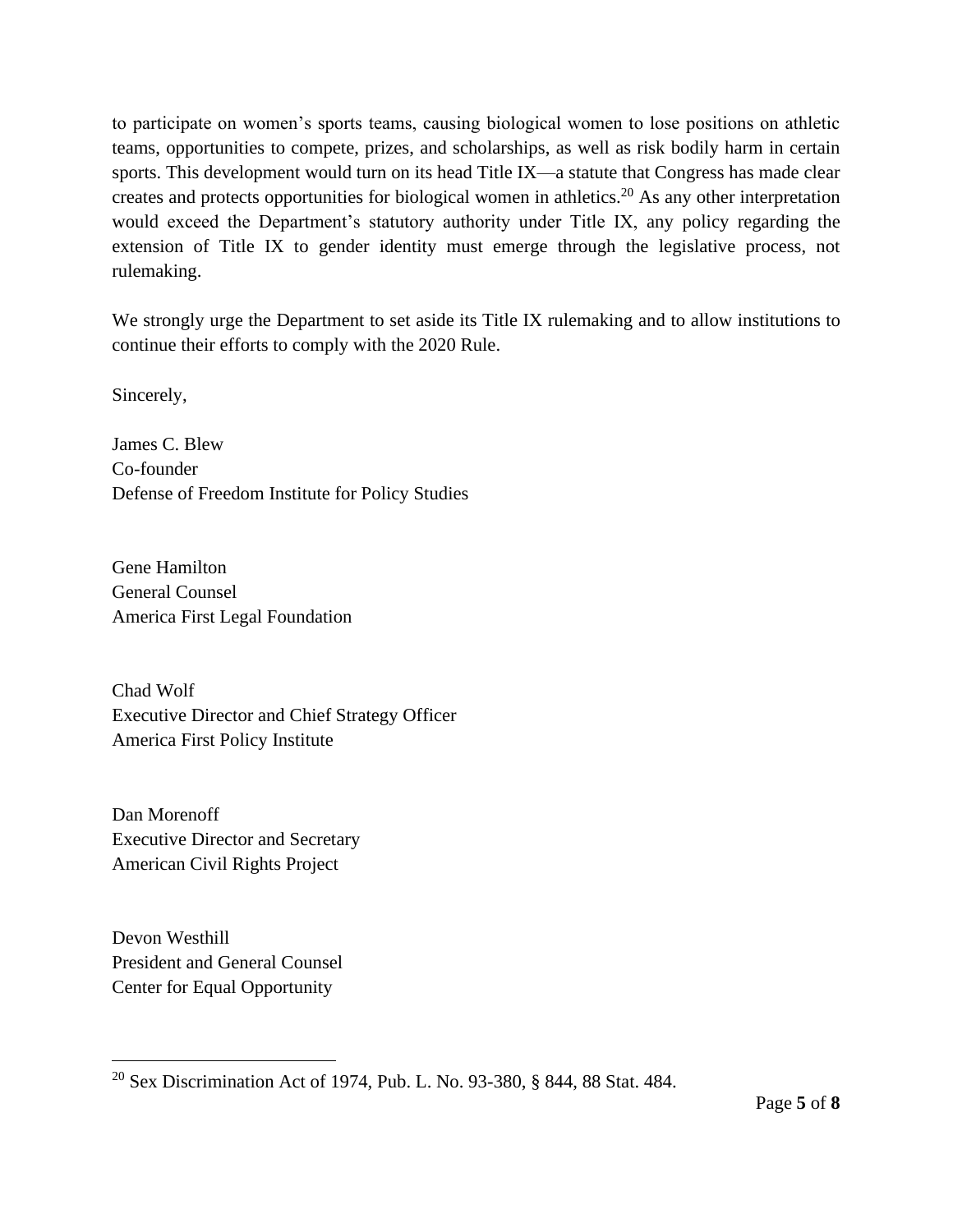to participate on women's sports teams, causing biological women to lose positions on athletic teams, opportunities to compete, prizes, and scholarships, as well as risk bodily harm in certain sports. This development would turn on its head Title IX—a statute that Congress has made clear creates and protects opportunities for biological women in athletics.[20] As any other interpretation would exceed the Department's statutory authority under Title IX, any policy regarding the extension of Title IX to gender identity must emerge through the legislative process, not rulemaking.

We strongly urge the Department to set aside its Title IX rulemaking and to allow institutions to continue their efforts to comply with the 2020 Rule.

Sincerely,

James C. Blew  
Co-founder  
Defense of Freedom Institute for Policy Studies

Gene Hamilton  
General Counsel  
America First Legal Foundation

Chad Wolf  
Executive Director and Chief Strategy Officer  
America First Policy Institute

Dan Morenoff  
Executive Director and Secretary  
American Civil Rights Project

Devon Westhill  
President and General Counsel  
Center for Equal Opportunity

---

[20] Sex Discrimination Act of 1974, Pub. L. No. 93-380, § 844, 88 Stat. 484.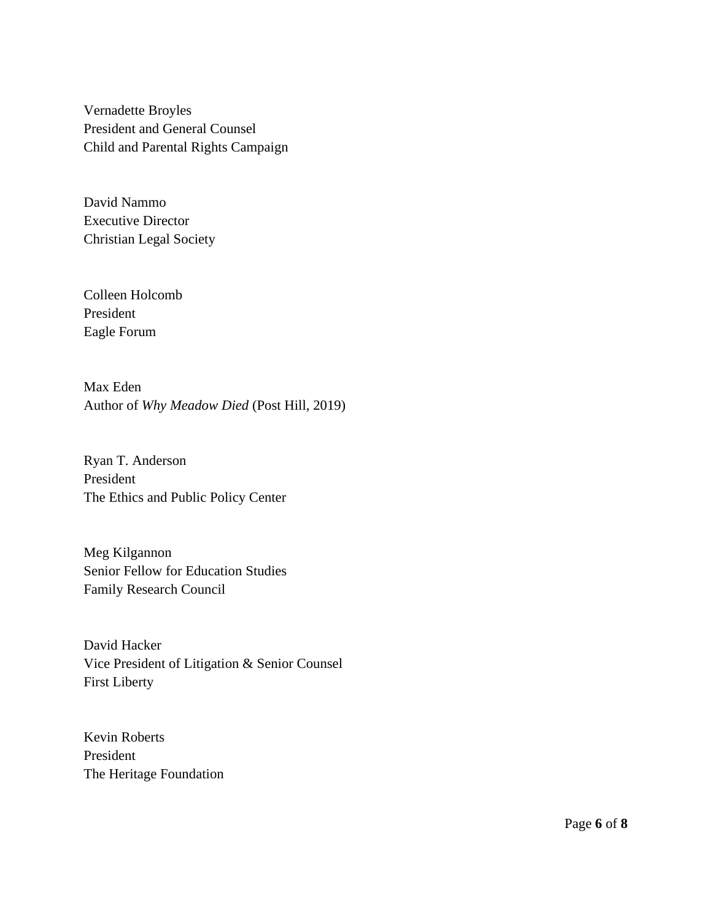Vernadette Broyles  
President and General Counsel  
Child and Parental Rights Campaign

David Nammo  
Executive Director  
Christian Legal Society

Colleen Holcomb  
President  
Eagle Forum

Max Eden  
Author of *Why Meadow Died* (Post Hill, 2019)

Ryan T. Anderson  
President  
The Ethics and Public Policy Center

Meg Kilgannon  
Senior Fellow for Education Studies  
Family Research Council

David Hacker  
Vice President of Litigation & Senior Counsel  
First Liberty

Kevin Roberts  
President  
The Heritage Foundation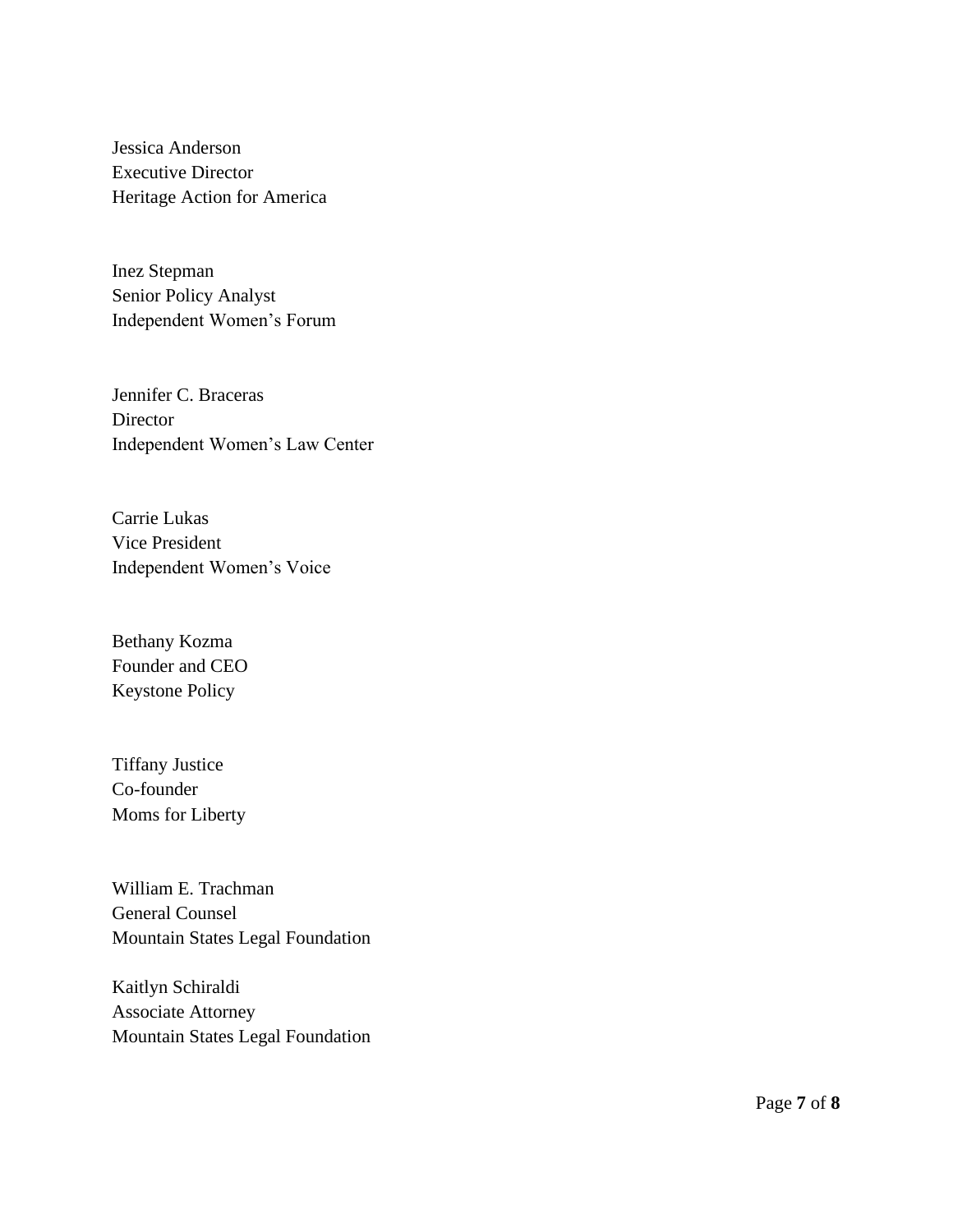Jessica Anderson
Executive Director
Heritage Action for America

Inez Stepman
Senior Policy Analyst
Independent Women's Forum

Jennifer C. Braceras
Director
Independent Women's Law Center

Carrie Lukas
Vice President
Independent Women's Voice

Bethany Kozma
Founder and CEO
Keystone Policy

Tiffany Justice
Co-founder
Moms for Liberty

William E. Trachman
General Counsel
Mountain States Legal Foundation

Kaitlyn Schiraldi
Associate Attorney
Mountain States Legal Foundation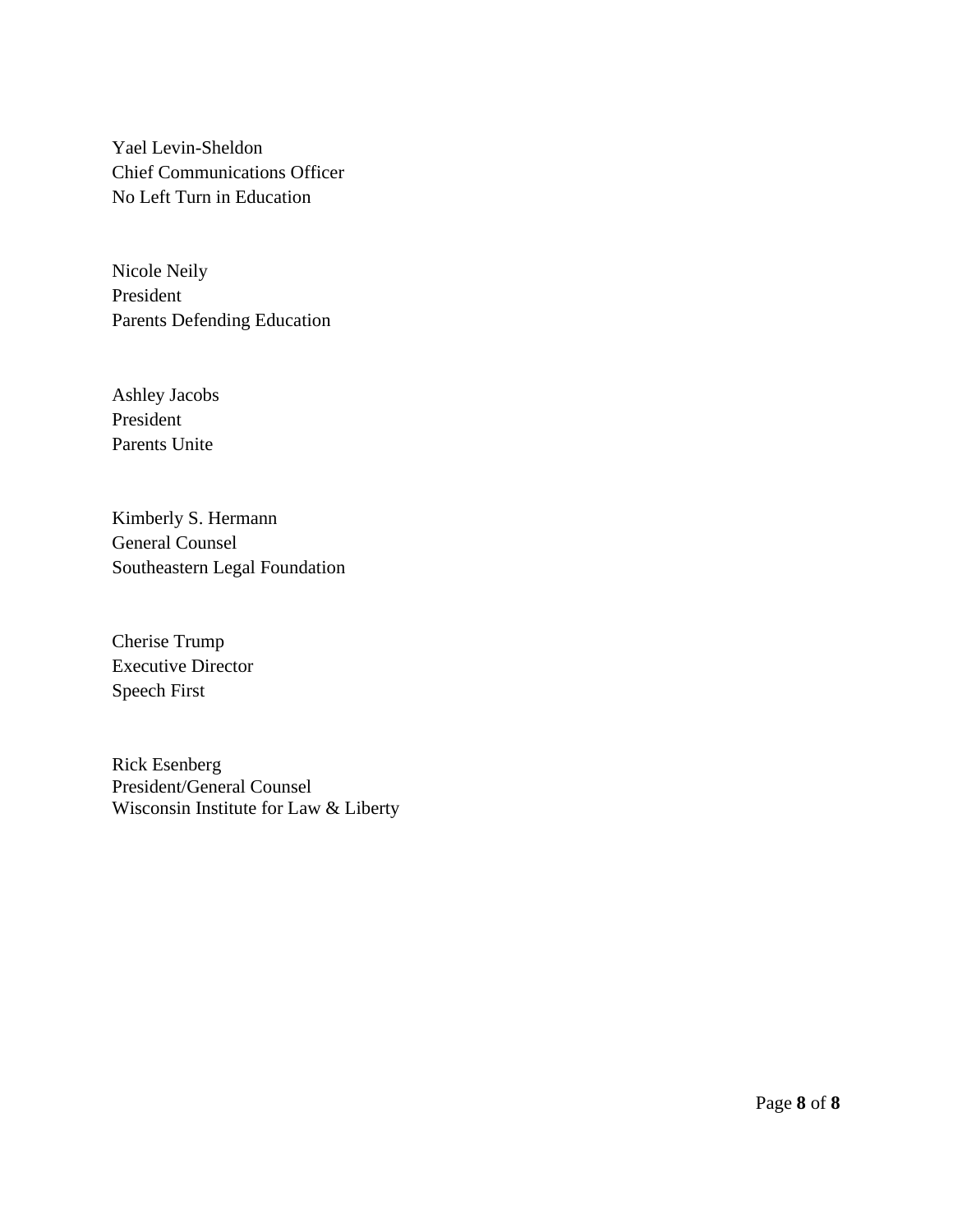Yael Levin-Sheldon
Chief Communications Officer
No Left Turn in Education

Nicole Neily
President
Parents Defending Education

Ashley Jacobs
President
Parents Unite

Kimberly S. Hermann
General Counsel
Southeastern Legal Foundation

Cherise Trump
Executive Director
Speech First

Rick Esenberg
President/General Counsel
Wisconsin Institute for Law & Liberty